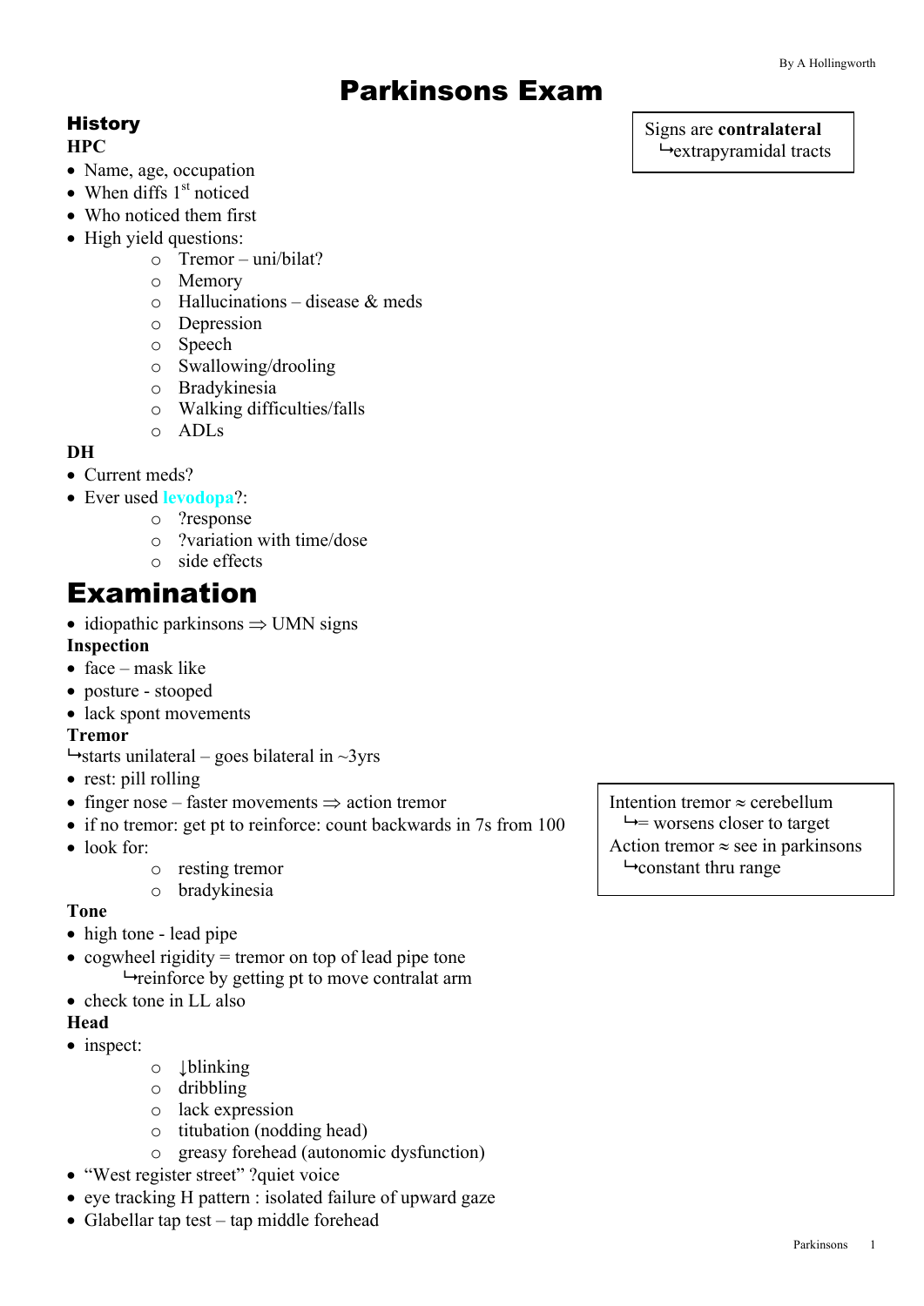# Parkinsons Exam

> Signs are **contralateral**
> ↳extrapyramidal tracts

## History

### HPC

- Name, age, occupation
- When diffs 1st noticed
- Who noticed them first
- High yield questions:
  - Tremor – uni/bilat?
  - Memory
  - Hallucinations – disease & meds
  - Depression
  - Speech
  - Swallowing/drooling
  - Bradykinesia
  - Walking difficulties/falls
  - ADLs

### DH

- Current meds?
- Ever used **levodopa**?:
  - ?response
  - ?variation with time/dose
  - side effects

# Examination

- idiopathic parkinsons ⇒ UMN signs

### Inspection

- face – mask like
- posture - stooped
- lack spont movements

### Tremor

↳starts unilateral – goes bilateral in ~3yrs

- rest: pill rolling
- finger nose – faster movements ⇒ action tremor
- if no tremor: get pt to reinforce: count backwards in 7s from 100
- look for:
  - resting tremor
  - bradykinesia

> Intention tremor ≈ cerebellum
> ↳= worsens closer to target
> Action tremor ≈ see in parkinsons
> ↳constant thru range

### Tone

- high tone - lead pipe
- cogwheel rigidity = tremor on top of lead pipe tone
  ↳reinforce by getting pt to move contralat arm
- check tone in LL also

### Head

- inspect:
  - ↓blinking
  - dribbling
  - lack expression
  - titubation (nodding head)
  - greasy forehead (autonomic dysfunction)
- "West register street" ?quiet voice
- eye tracking H pattern : isolated failure of upward gaze
- Glabellar tap test – tap middle forehead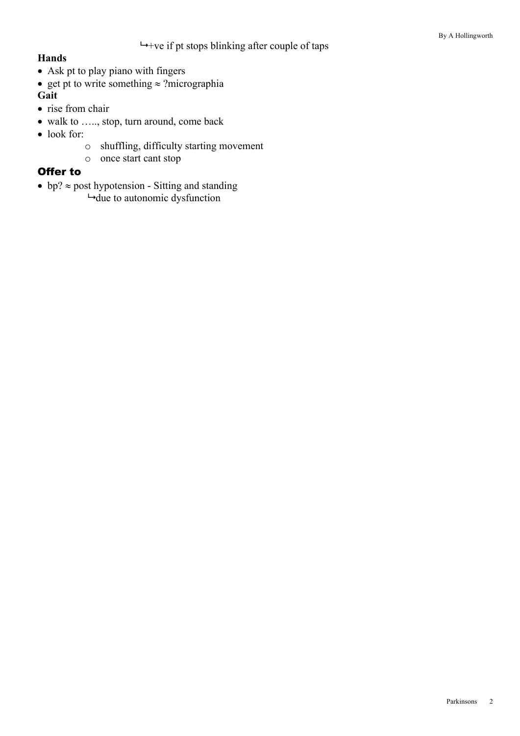↳+ve if pt stops blinking after couple of taps

**Hands**

- Ask pt to play piano with fingers
- get pt to write something ≈ ?micrographia

**Gait**

- rise from chair
- walk to ….., stop, turn around, come back
- look for:
    - shuffling, difficulty starting movement
    - once start cant stop

## Offer to

- bp? ≈ post hypotension - Sitting and standing
  ↳due to autonomic dysfunction